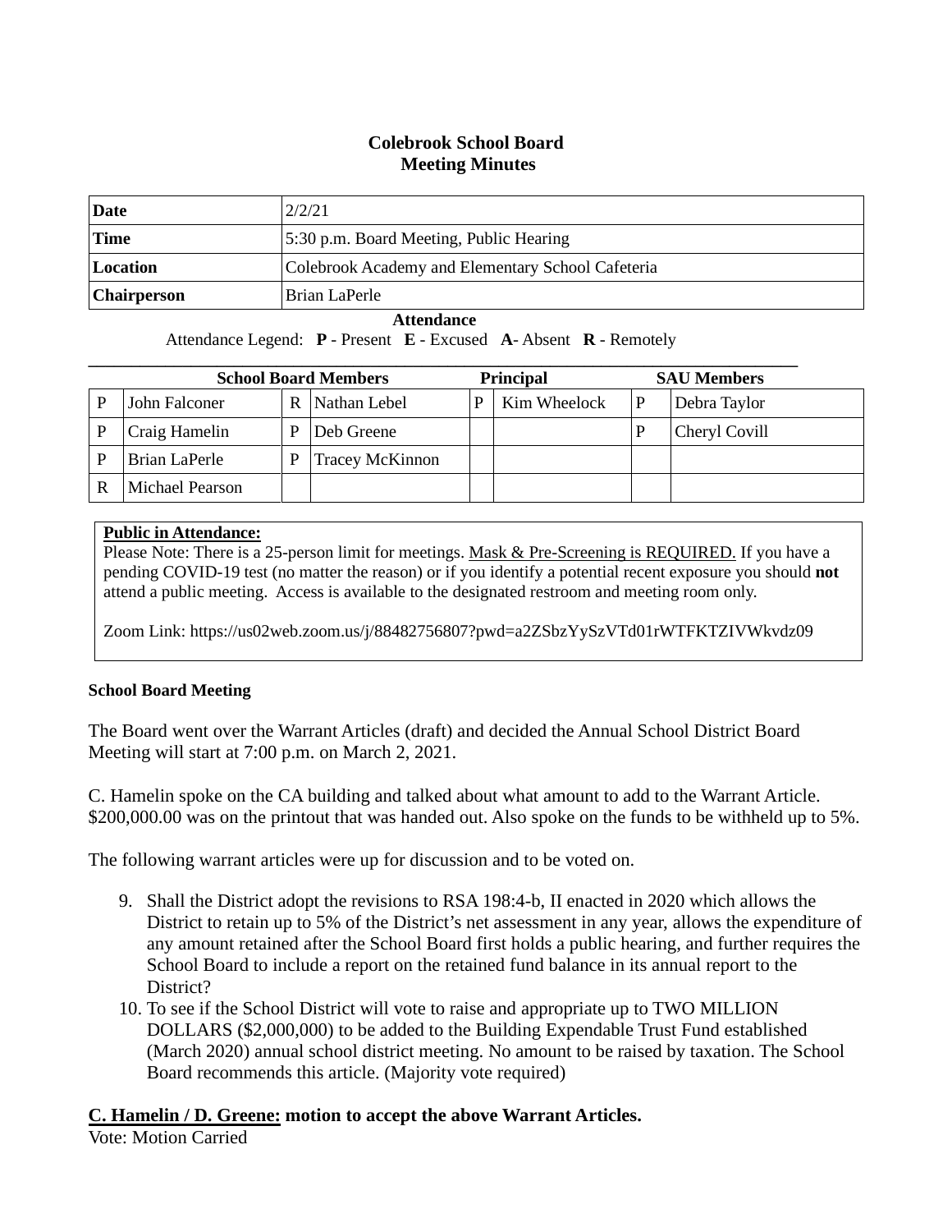# Colebrook School Board
## Meeting Minutes

| **Date** | 2/2/21 |
|---|---|
| **Time** | 5:30 p.m. Board Meeting, Public Hearing |
| **Location** | Colebrook Academy and Elementary School Cafeteria |
| **Chairperson** | Brian LaPerle |

**Attendance**

Attendance Legend: **P** - Present **E** - Excused **A**- Absent **R** - Remotely

| **School Board Members** | | | | **Principal** | | **SAU Members** | |
|---|---|---|---|---|---|---|---|
| P | John Falconer | R | Nathan Lebel | P | Kim Wheelock | P | Debra Taylor |
| P | Craig Hamelin | P | Deb Greene | | | P | Cheryl Covill |
| P | Brian LaPerle | P | Tracey McKinnon | | | | |
| R | Michael Pearson | | | | | | |

**Public in Attendance:**
Please Note: There is a 25-person limit for meetings. Mask & Pre-Screening is REQUIRED. If you have a pending COVID-19 test (no matter the reason) or if you identify a potential recent exposure you should **not** attend a public meeting. Access is available to the designated restroom and meeting room only.

Zoom Link: https://us02web.zoom.us/j/88482756807?pwd=a2ZSbzYySzVTd01rWTFKTZIVWkvdz09

**School Board Meeting**

The Board went over the Warrant Articles (draft) and decided the Annual School District Board Meeting will start at 7:00 p.m. on March 2, 2021.

C. Hamelin spoke on the CA building and talked about what amount to add to the Warrant Article. $200,000.00 was on the printout that was handed out. Also spoke on the funds to be withheld up to 5%.

The following warrant articles were up for discussion and to be voted on.

9. Shall the District adopt the revisions to RSA 198:4-b, II enacted in 2020 which allows the District to retain up to 5% of the District's net assessment in any year, allows the expenditure of any amount retained after the School Board first holds a public hearing, and further requires the School Board to include a report on the retained fund balance in its annual report to the District?
10. To see if the School District will vote to raise and appropriate up to TWO MILLION DOLLARS ($2,000,000) to be added to the Building Expendable Trust Fund established (March 2020) annual school district meeting. No amount to be raised by taxation. The School Board recommends this article. (Majority vote required)

**C. Hamelin / D. Greene: motion to accept the above Warrant Articles.**
Vote: Motion Carried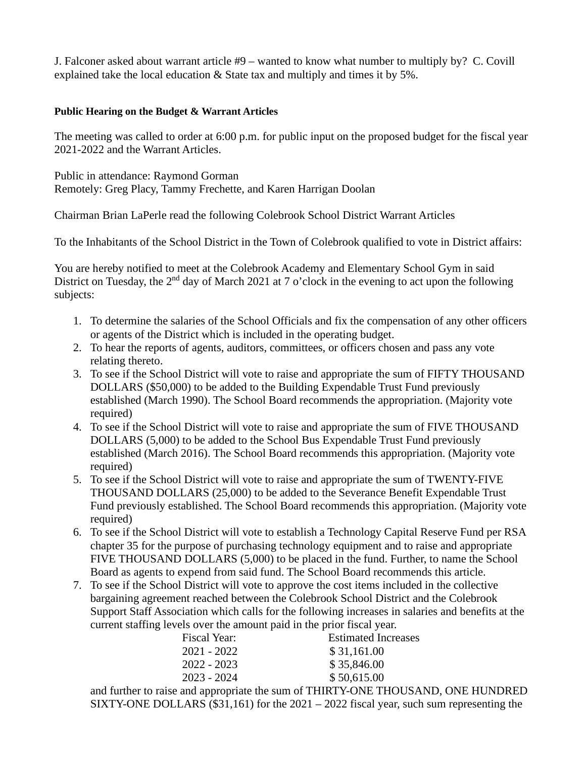J. Falconer asked about warrant article #9 – wanted to know what number to multiply by? C. Covill explained take the local education & State tax and multiply and times it by 5%.

**Public Hearing on the Budget & Warrant Articles**

The meeting was called to order at 6:00 p.m. for public input on the proposed budget for the fiscal year 2021-2022 and the Warrant Articles.

Public in attendance: Raymond Gorman
Remotely: Greg Placy, Tammy Frechette, and Karen Harrigan Doolan

Chairman Brian LaPerle read the following Colebrook School District Warrant Articles

To the Inhabitants of the School District in the Town of Colebrook qualified to vote in District affairs:

You are hereby notified to meet at the Colebrook Academy and Elementary School Gym in said District on Tuesday, the 2nd day of March 2021 at 7 o'clock in the evening to act upon the following subjects:

1. To determine the salaries of the School Officials and fix the compensation of any other officers or agents of the District which is included in the operating budget.
2. To hear the reports of agents, auditors, committees, or officers chosen and pass any vote relating thereto.
3. To see if the School District will vote to raise and appropriate the sum of FIFTY THOUSAND DOLLARS ($50,000) to be added to the Building Expendable Trust Fund previously established (March 1990). The School Board recommends the appropriation. (Majority vote required)
4. To see if the School District will vote to raise and appropriate the sum of FIVE THOUSAND DOLLARS (5,000) to be added to the School Bus Expendable Trust Fund previously established (March 2016). The School Board recommends this appropriation. (Majority vote required)
5. To see if the School District will vote to raise and appropriate the sum of TWENTY-FIVE THOUSAND DOLLARS (25,000) to be added to the Severance Benefit Expendable Trust Fund previously established. The School Board recommends this appropriation. (Majority vote required)
6. To see if the School District will vote to establish a Technology Capital Reserve Fund per RSA chapter 35 for the purpose of purchasing technology equipment and to raise and appropriate FIVE THOUSAND DOLLARS (5,000) to be placed in the fund. Further, to name the School Board as agents to expend from said fund. The School Board recommends this article.
7. To see if the School District will vote to approve the cost items included in the collective bargaining agreement reached between the Colebrook School District and the Colebrook Support Staff Association which calls for the following increases in salaries and benefits at the current staffing levels over the amount paid in the prior fiscal year.

| Fiscal Year: | Estimated Increases |
|---|---|
| 2021 - 2022 | $ 31,161.00 |
| 2022 - 2023 | $ 35,846.00 |
| 2023 - 2024 | $ 50,615.00 |

and further to raise and appropriate the sum of THIRTY-ONE THOUSAND, ONE HUNDRED SIXTY-ONE DOLLARS ($31,161) for the 2021 – 2022 fiscal year, such sum representing the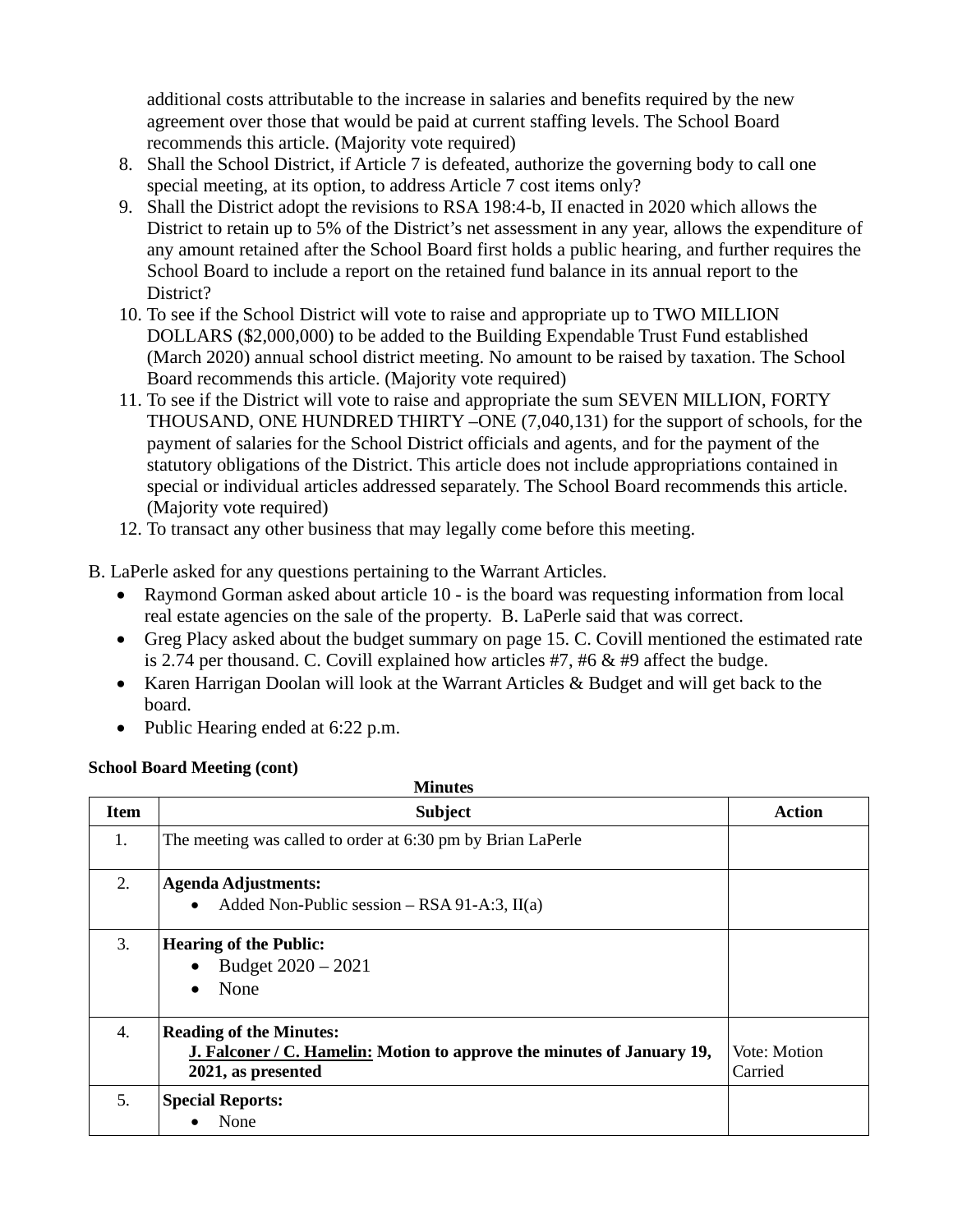additional costs attributable to the increase in salaries and benefits required by the new agreement over those that would be paid at current staffing levels. The School Board recommends this article. (Majority vote required)

8. Shall the School District, if Article 7 is defeated, authorize the governing body to call one special meeting, at its option, to address Article 7 cost items only?
9. Shall the District adopt the revisions to RSA 198:4-b, II enacted in 2020 which allows the District to retain up to 5% of the District's net assessment in any year, allows the expenditure of any amount retained after the School Board first holds a public hearing, and further requires the School Board to include a report on the retained fund balance in its annual report to the District?
10. To see if the School District will vote to raise and appropriate up to TWO MILLION DOLLARS ($2,000,000) to be added to the Building Expendable Trust Fund established (March 2020) annual school district meeting. No amount to be raised by taxation. The School Board recommends this article. (Majority vote required)
11. To see if the District will vote to raise and appropriate the sum SEVEN MILLION, FORTY THOUSAND, ONE HUNDRED THIRTY –ONE (7,040,131) for the support of schools, for the payment of salaries for the School District officials and agents, and for the payment of the statutory obligations of the District. This article does not include appropriations contained in special or individual articles addressed separately. The School Board recommends this article. (Majority vote required)
12. To transact any other business that may legally come before this meeting.

B. LaPerle asked for any questions pertaining to the Warrant Articles.

- Raymond Gorman asked about article 10 - is the board was requesting information from local real estate agencies on the sale of the property. B. LaPerle said that was correct.
- Greg Placy asked about the budget summary on page 15. C. Covill mentioned the estimated rate is 2.74 per thousand. C. Covill explained how articles #7, #6 & #9 affect the budge.
- Karen Harrigan Doolan will look at the Warrant Articles & Budget and will get back to the board.
- Public Hearing ended at 6:22 p.m.

**School Board Meeting (cont)**

**Minutes**

| Item | Subject | Action |
|---|---|---|
| 1. | The meeting was called to order at 6:30 pm by Brian LaPerle | |
| 2. | **Agenda Adjustments:**<br>• Added Non-Public session – RSA 91-A:3, II(a) | |
| 3. | **Hearing of the Public:**<br>• Budget 2020 – 2021<br>• None | |
| 4. | **Reading of the Minutes:**<br>**J. Falconer / C. Hamelin: Motion to approve the minutes of January 19, 2021, as presented** | Vote: Motion Carried |
| 5. | **Special Reports:**<br>• None | |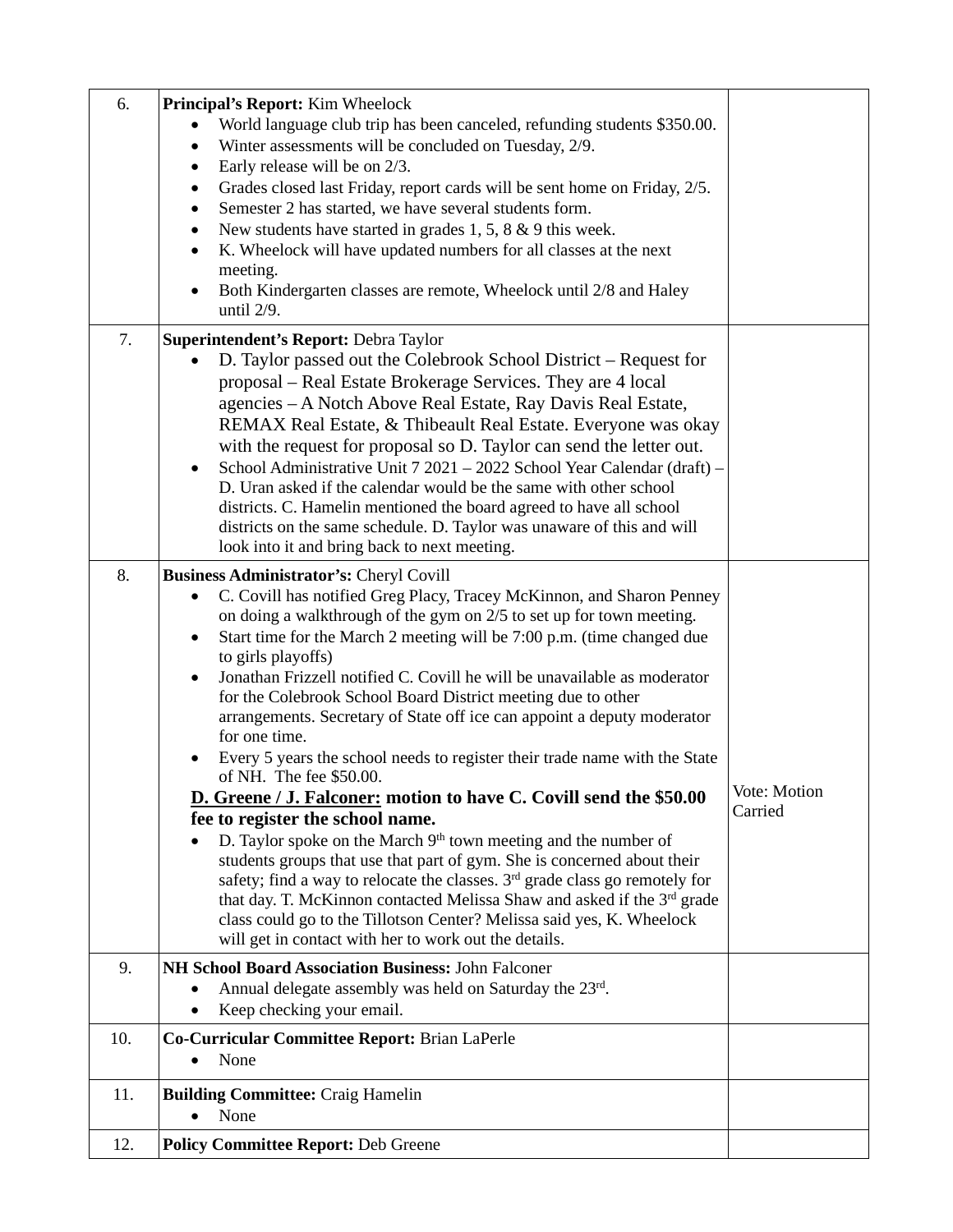| | | |
|---|---|---|
| 6. | **Principal's Report:** Kim Wheelock<br>• World language club trip has been canceled, refunding students $350.00.<br>• Winter assessments will be concluded on Tuesday, 2/9.<br>• Early release will be on 2/3.<br>• Grades closed last Friday, report cards will be sent home on Friday, 2/5.<br>• Semester 2 has started, we have several students form.<br>• New students have started in grades 1, 5, 8 & 9 this week.<br>• K. Wheelock will have updated numbers for all classes at the next meeting.<br>• Both Kindergarten classes are remote, Wheelock until 2/8 and Haley until 2/9. | |
| 7. | **Superintendent's Report:** Debra Taylor<br>• D. Taylor passed out the Colebrook School District – Request for proposal – Real Estate Brokerage Services. They are 4 local agencies – A Notch Above Real Estate, Ray Davis Real Estate, REMAX Real Estate, & Thibeault Real Estate. Everyone was okay with the request for proposal so D. Taylor can send the letter out.<br>• School Administrative Unit 7 2021 – 2022 School Year Calendar (draft) – D. Uran asked if the calendar would be the same with other school districts. C. Hamelin mentioned the board agreed to have all school districts on the same schedule. D. Taylor was unaware of this and will look into it and bring back to next meeting. | |
| 8. | **Business Administrator's:** Cheryl Covill<br>• C. Covill has notified Greg Placy, Tracey McKinnon, and Sharon Penney on doing a walkthrough of the gym on 2/5 to set up for town meeting.<br>• Start time for the March 2 meeting will be 7:00 p.m. (time changed due to girls playoffs)<br>• Jonathan Frizzell notified C. Covill he will be unavailable as moderator for the Colebrook School Board District meeting due to other arrangements. Secretary of State off ice can appoint a deputy moderator for one time.<br>• Every 5 years the school needs to register their trade name with the State of NH. The fee $50.00.<br>**<u>D. Greene / J. Falconer:</u> motion to have C. Covill send the $50.00 fee to register the school name.**<br>• D. Taylor spoke on the March 9th town meeting and the number of students groups that use that part of gym. She is concerned about their safety; find a way to relocate the classes. 3rd grade class go remotely for that day. T. McKinnon contacted Melissa Shaw and asked if the 3rd grade class could go to the Tillotson Center? Melissa said yes, K. Wheelock will get in contact with her to work out the details. | Vote: Motion Carried |
| 9. | **NH School Board Association Business:** John Falconer<br>• Annual delegate assembly was held on Saturday the 23rd.<br>• Keep checking your email. | |
| 10. | **Co-Curricular Committee Report:** Brian LaPerle<br>• None | |
| 11. | **Building Committee:** Craig Hamelin<br>• None | |
| 12. | **Policy Committee Report:** Deb Greene | |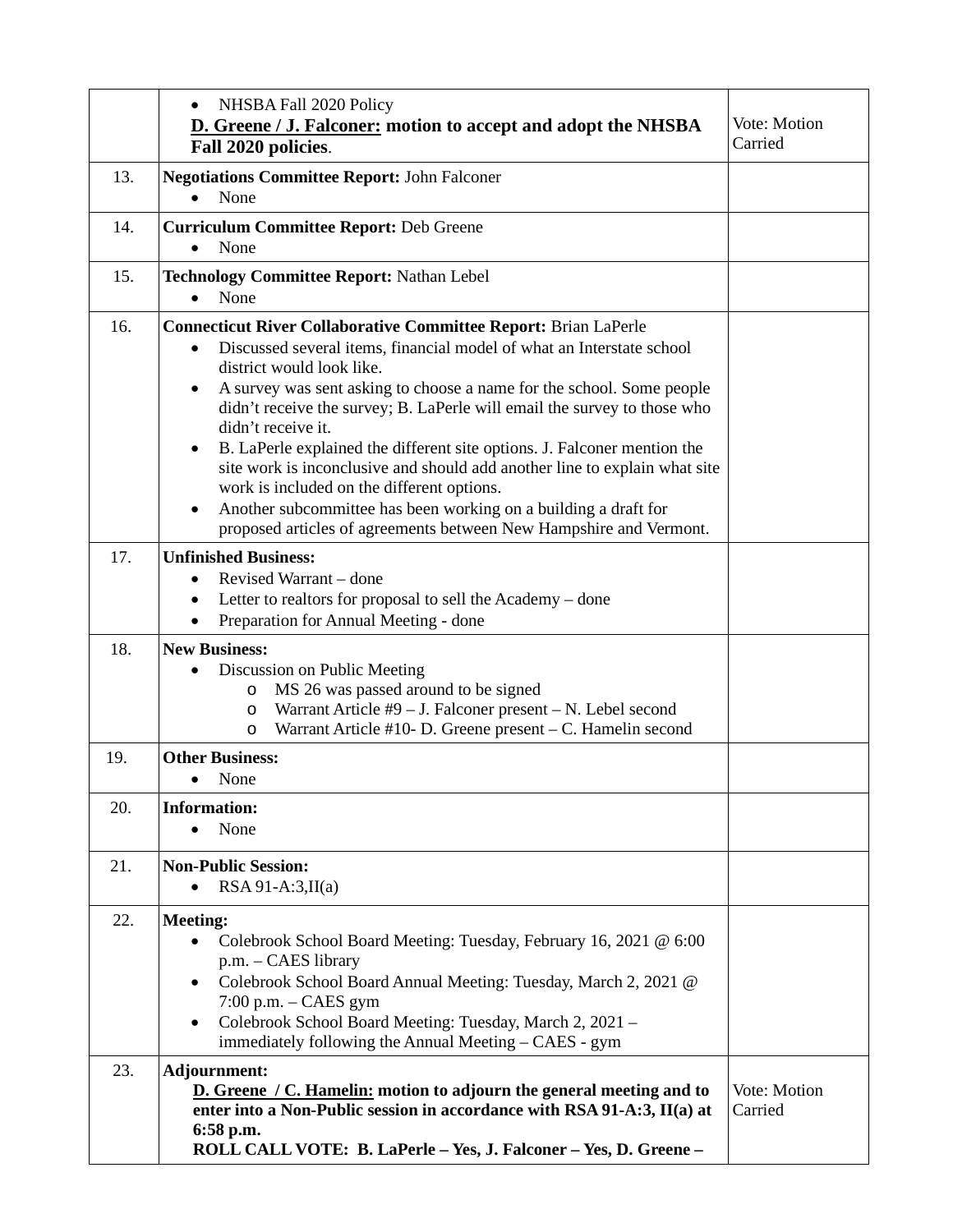| | | |
|---|---|---|
| | • NHSBA Fall 2020 Policy<br>**D. Greene / J. Falconer: motion to accept and adopt the NHSBA Fall 2020 policies**. | Vote: Motion Carried |
| 13. | **Negotiations Committee Report:** John Falconer<br>• None | |
| 14. | **Curriculum Committee Report:** Deb Greene<br>• None | |
| 15. | **Technology Committee Report:** Nathan Lebel<br>• None | |
| 16. | **Connecticut River Collaborative Committee Report:** Brian LaPerle<br>• Discussed several items, financial model of what an Interstate school district would look like.<br>• A survey was sent asking to choose a name for the school. Some people didn't receive the survey; B. LaPerle will email the survey to those who didn't receive it.<br>• B. LaPerle explained the different site options. J. Falconer mention the site work is inconclusive and should add another line to explain what site work is included on the different options.<br>• Another subcommittee has been working on a building a draft for proposed articles of agreements between New Hampshire and Vermont. | |
| 17. | **Unfinished Business:**<br>• Revised Warrant – done<br>• Letter to realtors for proposal to sell the Academy – done<br>• Preparation for Annual Meeting - done | |
| 18. | **New Business:**<br>• Discussion on Public Meeting<br>o MS 26 was passed around to be signed<br>o Warrant Article #9 – J. Falconer present – N. Lebel second<br>o Warrant Article #10- D. Greene present – C. Hamelin second | |
| 19. | **Other Business:**<br>• None | |
| 20. | **Information:**<br>• None | |
| 21. | **Non-Public Session:**<br>• RSA 91-A:3,II(a) | |
| 22. | **Meeting:**<br>• Colebrook School Board Meeting: Tuesday, February 16, 2021 @ 6:00 p.m. – CAES library<br>• Colebrook School Board Annual Meeting: Tuesday, March 2, 2021 @ 7:00 p.m. – CAES gym<br>• Colebrook School Board Meeting: Tuesday, March 2, 2021 – immediately following the Annual Meeting – CAES - gym | |
| 23. | **Adjournment:**<br>**D. Greene / C. Hamelin: motion to adjourn the general meeting and to enter into a Non-Public session in accordance with RSA 91-A:3, II(a) at 6:58 p.m.**<br>**ROLL CALL VOTE: B. LaPerle – Yes, J. Falconer – Yes, D. Greene –** | Vote: Motion Carried |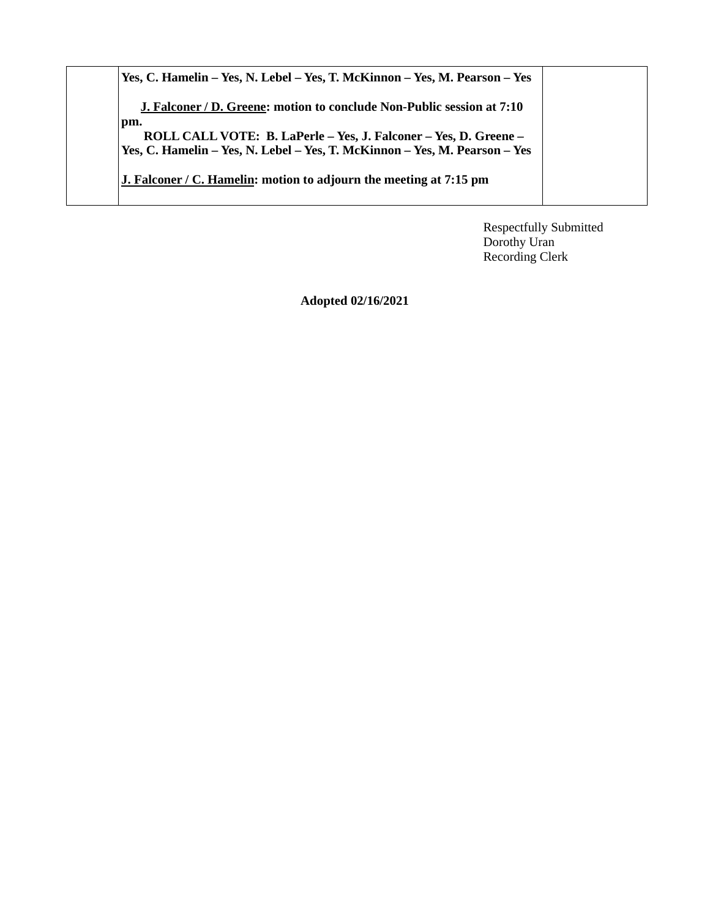| | | |
|---|---|---|
| | **Yes, C. Hamelin – Yes, N. Lebel – Yes, T. McKinnon – Yes, M. Pearson – Yes**<br><br>**<u>J. Falconer / D. Greene</u>: motion to conclude Non-Public session at 7:10 pm.**<br>**ROLL CALL VOTE: B. LaPerle – Yes, J. Falconer – Yes, D. Greene – Yes, C. Hamelin – Yes, N. Lebel – Yes, T. McKinnon – Yes, M. Pearson – Yes**<br><br>**<u>J. Falconer / C. Hamelin</u>: motion to adjourn the meeting at 7:15 pm** | |

Respectfully Submitted
Dorothy Uran
Recording Clerk

**Adopted 02/16/2021**